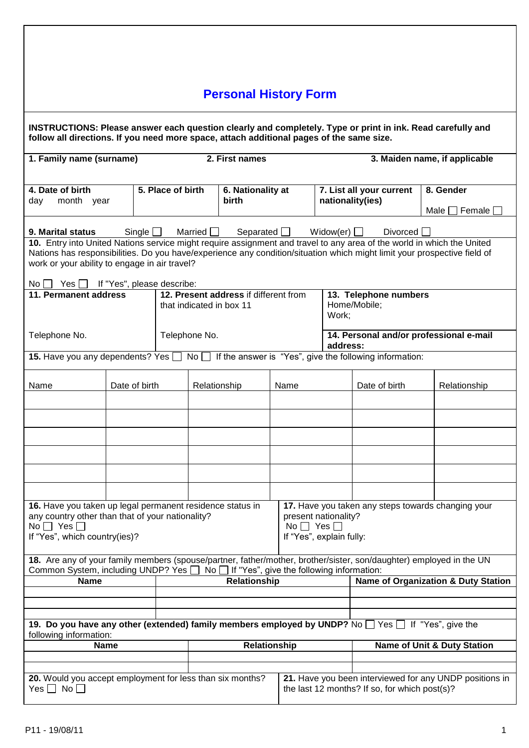# Personal History Form

**INSTRUCTIONS: Please answer each question clearly and completely. Type or print in ink. Read carefully and follow all directions. If you need more space, attach additional pages of the same size.**

| **1. Family name (surname)** | **2. First names** | **3. Maiden name, if applicable** |
|---|---|---|
| | | |

| **4. Date of birth** day month year | **5. Place of birth** | **6. Nationality at birth** | **7. List all your current nationality(ies)** | **8. Gender** Male ☐ Female ☐ |
|---|---|---|---|---|
| | | | | |

**9. Marital status** Single ☐ Married ☐ Separated ☐ Widow(er) ☐ Divorced ☐

**10.** Entry into United Nations service might require assignment and travel to any area of the world in which the United Nations has responsibilities. Do you have/experience any condition/situation which might limit your prospective field of work or your ability to engage in air travel?

No ☐ Yes ☐ If "Yes", please describe:

| **11. Permanent address** | **12. Present address** if different from that indicated in box 11 | **13. Telephone numbers** Home/Mobile; Work; |
|---|---|---|
| Telephone No. | Telephone No. | **14. Personal and/or professional e-mail address:** |

**15.** Have you any dependents? Yes ☐ No ☐ If the answer is "Yes", give the following information:

| Name | Date of birth | Relationship | Name | Date of birth | Relationship |
|---|---|---|---|---|---|
| | | | | | |
| | | | | | |
| | | | | | |
| | | | | | |
| | | | | | |
| | | | | | |

| **16.** Have you taken up legal permanent residence status in any country other than that of your nationality? No ☐ Yes ☐ If "Yes", which country(ies)? | **17.** Have you taken any steps towards changing your present nationality? No ☐ Yes ☐ If "Yes", explain fully: |
|---|---|

**18.** Are any of your family members (spouse/partner, father/mother, brother/sister, son/daughter) employed in the UN Common System, including UNDP? Yes ☐ No ☐ If "Yes", give the following information:

| **Name** | **Relationship** | **Name of Organization & Duty Station** |
|---|---|---|
| | | |
| | | |
| | | |

**19. Do you have any other (extended) family members employed by UNDP?** No ☐ Yes ☐ If "Yes", give the following information:

| **Name** | **Relationship** | **Name of Unit & Duty Station** |
|---|---|---|
| | | |
| | | |

| **20.** Would you accept employment for less than six months? Yes ☐ No ☐ | **21.** Have you been interviewed for any UNDP positions in the last 12 months? If so, for which post(s)? |
|---|---|

P11 - 19/08/11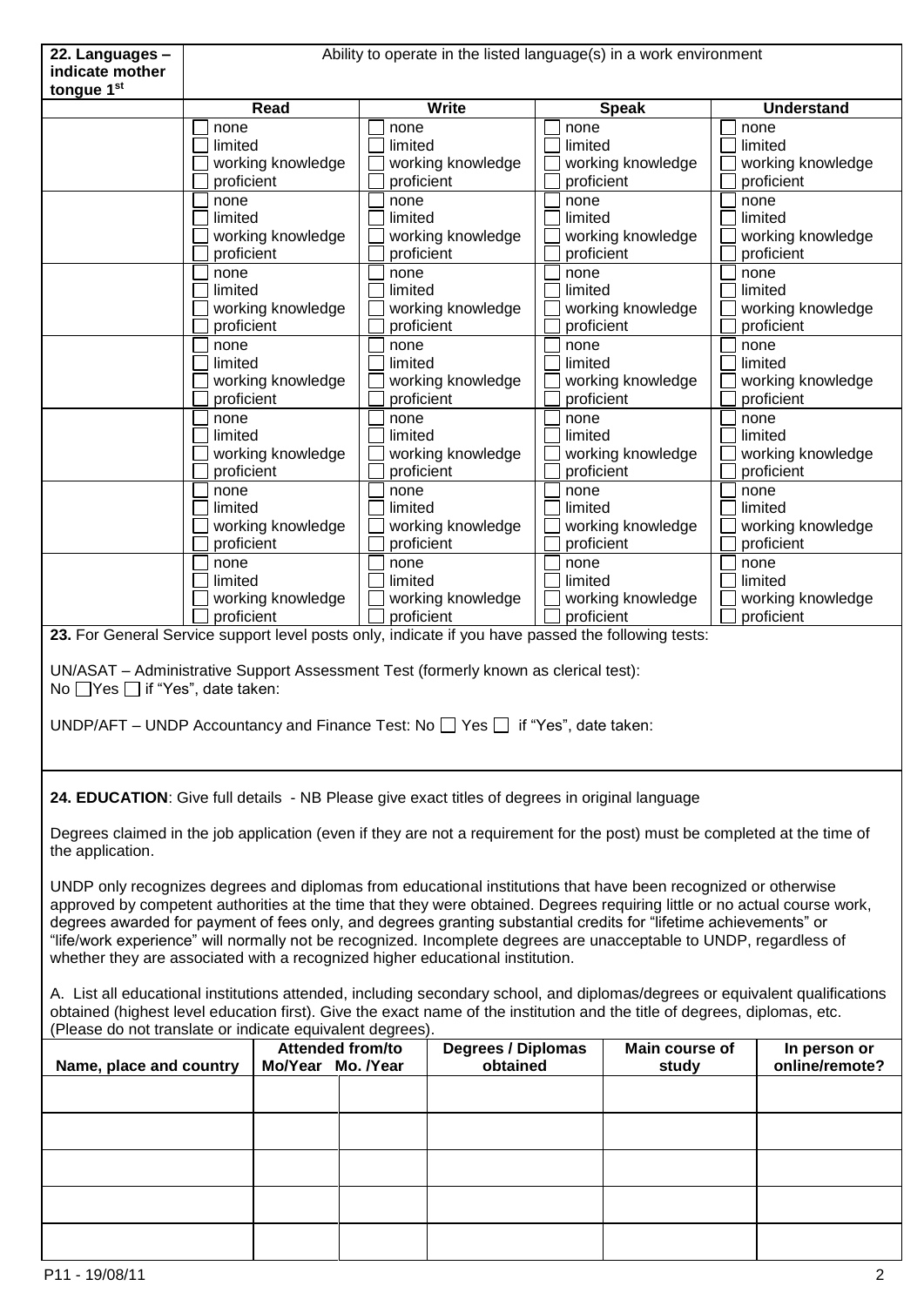| 22. Languages – indicate mother tongue 1st | Ability to operate in the listed language(s) in a work environment | | | |
|---|---|---|---|---|
| | **Read** | **Write** | **Speak** | **Understand** |
| | ☐ none<br>☐ limited<br>☐ working knowledge<br>☐ proficient | ☐ none<br>☐ limited<br>☐ working knowledge<br>☐ proficient | ☐ none<br>☐ limited<br>☐ working knowledge<br>☐ proficient | ☐ none<br>☐ limited<br>☐ working knowledge<br>☐ proficient |
| | ☐ none<br>☐ limited<br>☐ working knowledge<br>☐ proficient | ☐ none<br>☐ limited<br>☐ working knowledge<br>☐ proficient | ☐ none<br>☐ limited<br>☐ working knowledge<br>☐ proficient | ☐ none<br>☐ limited<br>☐ working knowledge<br>☐ proficient |
| | ☐ none<br>☐ limited<br>☐ working knowledge<br>☐ proficient | ☐ none<br>☐ limited<br>☐ working knowledge<br>☐ proficient | ☐ none<br>☐ limited<br>☐ working knowledge<br>☐ proficient | ☐ none<br>☐ limited<br>☐ working knowledge<br>☐ proficient |
| | ☐ none<br>☐ limited<br>☐ working knowledge<br>☐ proficient | ☐ none<br>☐ limited<br>☐ working knowledge<br>☐ proficient | ☐ none<br>☐ limited<br>☐ working knowledge<br>☐ proficient | ☐ none<br>☐ limited<br>☐ working knowledge<br>☐ proficient |
| | ☐ none<br>☐ limited<br>☐ working knowledge<br>☐ proficient | ☐ none<br>☐ limited<br>☐ working knowledge<br>☐ proficient | ☐ none<br>☐ limited<br>☐ working knowledge<br>☐ proficient | ☐ none<br>☐ limited<br>☐ working knowledge<br>☐ proficient |
| | ☐ none<br>☐ limited<br>☐ working knowledge<br>☐ proficient | ☐ none<br>☐ limited<br>☐ working knowledge<br>☐ proficient | ☐ none<br>☐ limited<br>☐ working knowledge<br>☐ proficient | ☐ none<br>☐ limited<br>☐ working knowledge<br>☐ proficient |
| | ☐ none<br>☐ limited<br>☐ working knowledge<br>☐ proficient | ☐ none<br>☐ limited<br>☐ working knowledge<br>☐ proficient | ☐ none<br>☐ limited<br>☐ working knowledge<br>☐ proficient | ☐ none<br>☐ limited<br>☐ working knowledge<br>☐ proficient |

**23.** For General Service support level posts only, indicate if you have passed the following tests:

UN/ASAT – Administrative Support Assessment Test (formerly known as clerical test):
No ☐ Yes ☐ if "Yes", date taken:

UNDP/AFT – UNDP Accountancy and Finance Test: No ☐ Yes ☐ if "Yes", date taken:

**24. EDUCATION**: Give full details - NB Please give exact titles of degrees in original language

Degrees claimed in the job application (even if they are not a requirement for the post) must be completed at the time of the application.

UNDP only recognizes degrees and diplomas from educational institutions that have been recognized or otherwise approved by competent authorities at the time that they were obtained. Degrees requiring little or no actual course work, degrees awarded for payment of fees only, and degrees granting substantial credits for "lifetime achievements" or "life/work experience" will normally not be recognized. Incomplete degrees are unacceptable to UNDP, regardless of whether they are associated with a recognized higher educational institution.

A. List all educational institutions attended, including secondary school, and diplomas/degrees or equivalent qualifications obtained (highest level education first). Give the exact name of the institution and the title of degrees, diplomas, etc. (Please do not translate or indicate equivalent degrees).

| Name, place and country | Attended from/to Mo/Year | Mo. /Year | Degrees / Diplomas obtained | Main course of study | In person or online/remote? |
|---|---|---|---|---|---|
| | | | | | |
| | | | | | |
| | | | | | |
| | | | | | |
| | | | | | |

P11 - 19/08/11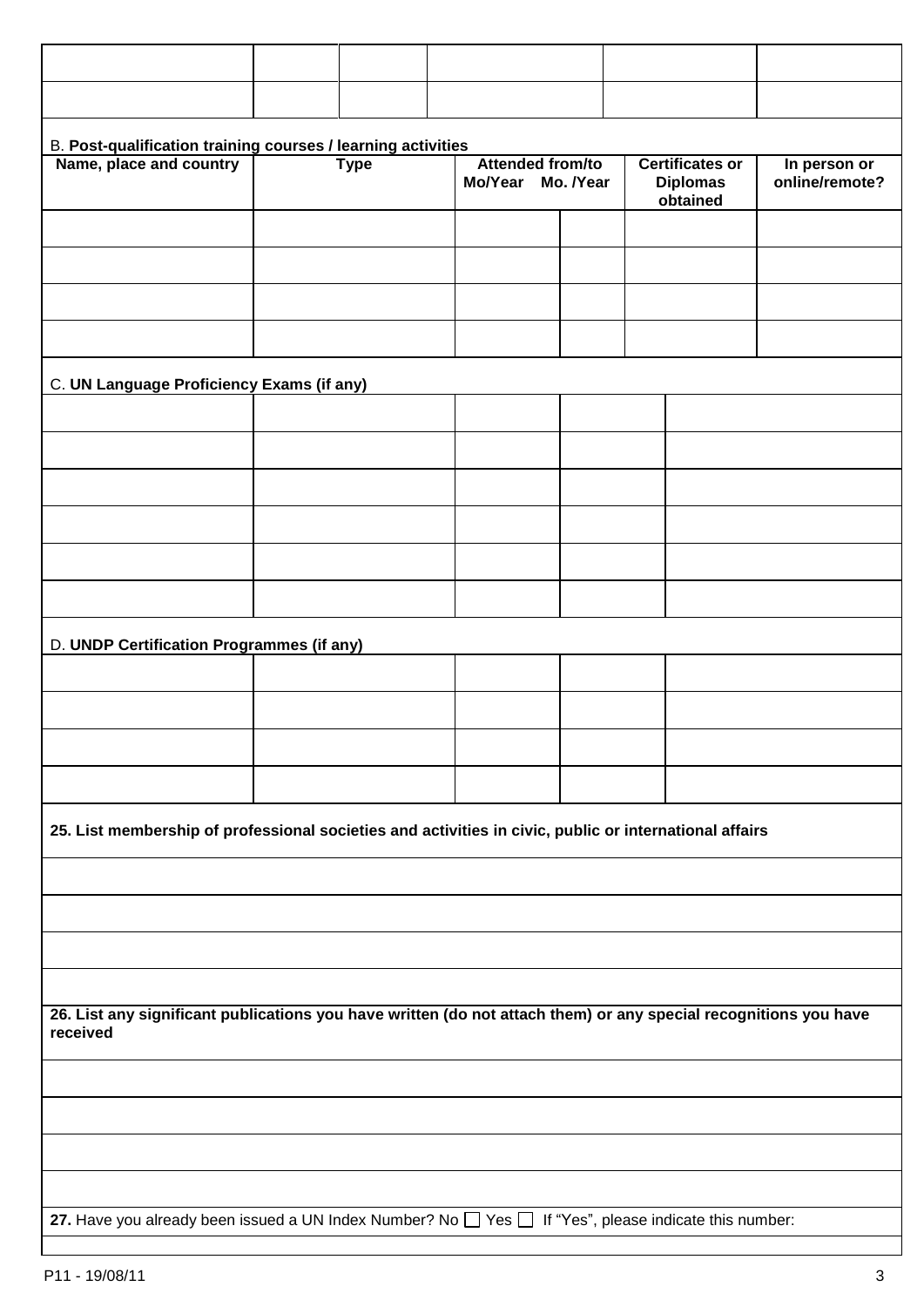| | | | | | |
|---|---|---|---|---|---|
| | | | | | |
| | | | | | |

B. **Post-qualification training courses / learning activities**

| Name, place and country | Type | Attended from/to Mo/Year | Mo. /Year | Certificates or Diplomas obtained | In person or online/remote? |
|---|---|---|---|---|---|
| | | | | | |
| | | | | | |
| | | | | | |
| | | | | | |

C. **UN Language Proficiency Exams (if any)**

| | | | | |
|---|---|---|---|---|
| | | | | |
| | | | | |
| | | | | |
| | | | | |
| | | | | |
| | | | | |

D. **UNDP Certification Programmes (if any)**

| | | | | |
|---|---|---|---|---|
| | | | | |
| | | | | |
| | | | | |
| | | | | |

**25. List membership of professional societies and activities in civic, public or international affairs**

| |
|---|
| |
| |
| |
| |

**26. List any significant publications you have written (do not attach them) or any special recognitions you have received**

| |
|---|
| |
| |
| |
| |

**27.** Have you already been issued a UN Index Number? No ☐ Yes ☐ If "Yes", please indicate this number:

P11 - 19/08/11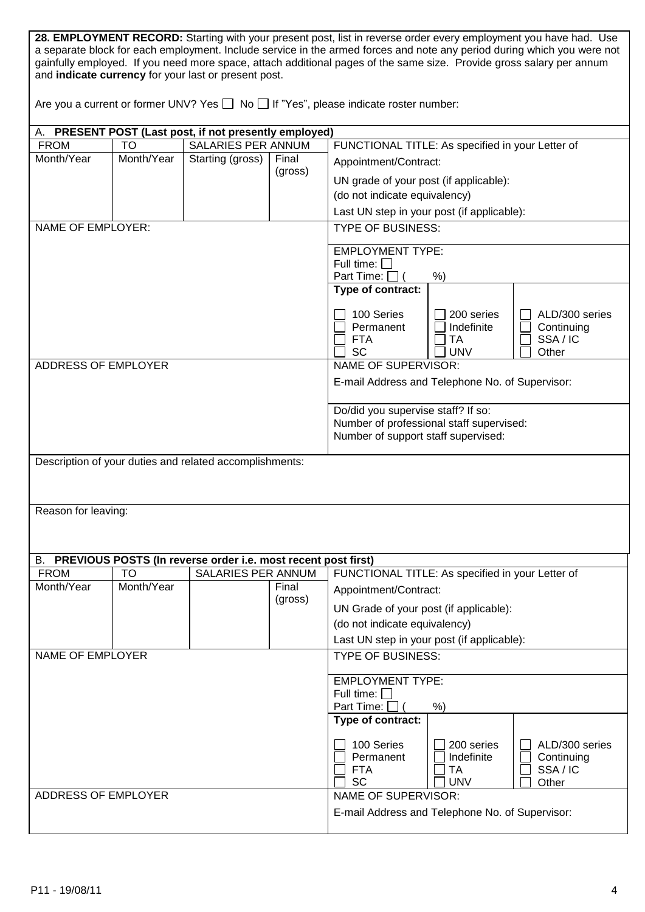**28. EMPLOYMENT RECORD:** Starting with your present post, list in reverse order every employment you have had. Use a separate block for each employment. Include service in the armed forces and note any period during which you were not gainfully employed. If you need more space, attach additional pages of the same size. Provide gross salary per annum and **indicate currency** for your last or present post.

Are you a current or former UNV? Yes ☐ No ☐ If "Yes", please indicate roster number:

**A. PRESENT POST (Last post, if not presently employed)**

| FROM | TO | SALARIES PER ANNUM | | FUNCTIONAL TITLE: As specified in your Letter of |
|---|---|---|---|---|
| Month/Year | Month/Year | Starting (gross) | Final (gross) | Appointment/Contract:<br>UN grade of your post (if applicable):<br>(do not indicate equivalency)<br>Last UN step in your post (if applicable): |

| NAME OF EMPLOYER: | TYPE OF BUSINESS: | | |
|---|---|---|---|
| | EMPLOYMENT TYPE:<br>Full time: ☐<br>Part Time: ☐ ( %) | | |
| | **Type of contract:** | | |
| | ☐ 100 Series<br>☐ Permanent<br>☐ FTA<br>☐ SC | ☐ 200 series<br>☐ Indefinite<br>☐ TA<br>☐ UNV | ☐ ALD/300 series<br>☐ Continuing<br>☐ SSA / IC<br>☐ Other |

| ADDRESS OF EMPLOYER | NAME OF SUPERVISOR:<br>E-mail Address and Telephone No. of Supervisor: |
|---|---|
| | Do/did you supervise staff? If so:<br>Number of professional staff supervised:<br>Number of support staff supervised: |

Description of your duties and related accomplishments:

Reason for leaving:

**B. PREVIOUS POSTS (In reverse order i.e. most recent post first)**

| FROM | TO | SALARIES PER ANNUM | | FUNCTIONAL TITLE: As specified in your Letter of |
|---|---|---|---|---|
| Month/Year | Month/Year | | Final (gross) | Appointment/Contract:<br>UN Grade of your post (if applicable):<br>(do not indicate equivalency)<br>Last UN step in your post (if applicable): |

| NAME OF EMPLOYER | TYPE OF BUSINESS: | | |
|---|---|---|---|
| | EMPLOYMENT TYPE:<br>Full time: ☐<br>Part Time: ☐ ( %) | | |
| | **Type of contract:** | | |
| | ☐ 100 Series<br>☐ Permanent<br>☐ FTA<br>☐ SC | ☐ 200 series<br>☐ Indefinite<br>☐ TA<br>☐ UNV | ☐ ALD/300 series<br>☐ Continuing<br>☐ SSA / IC<br>☐ Other |

| ADDRESS OF EMPLOYER | NAME OF SUPERVISOR:<br>E-mail Address and Telephone No. of Supervisor: |
|---|---|
| | |

P11 - 19/08/11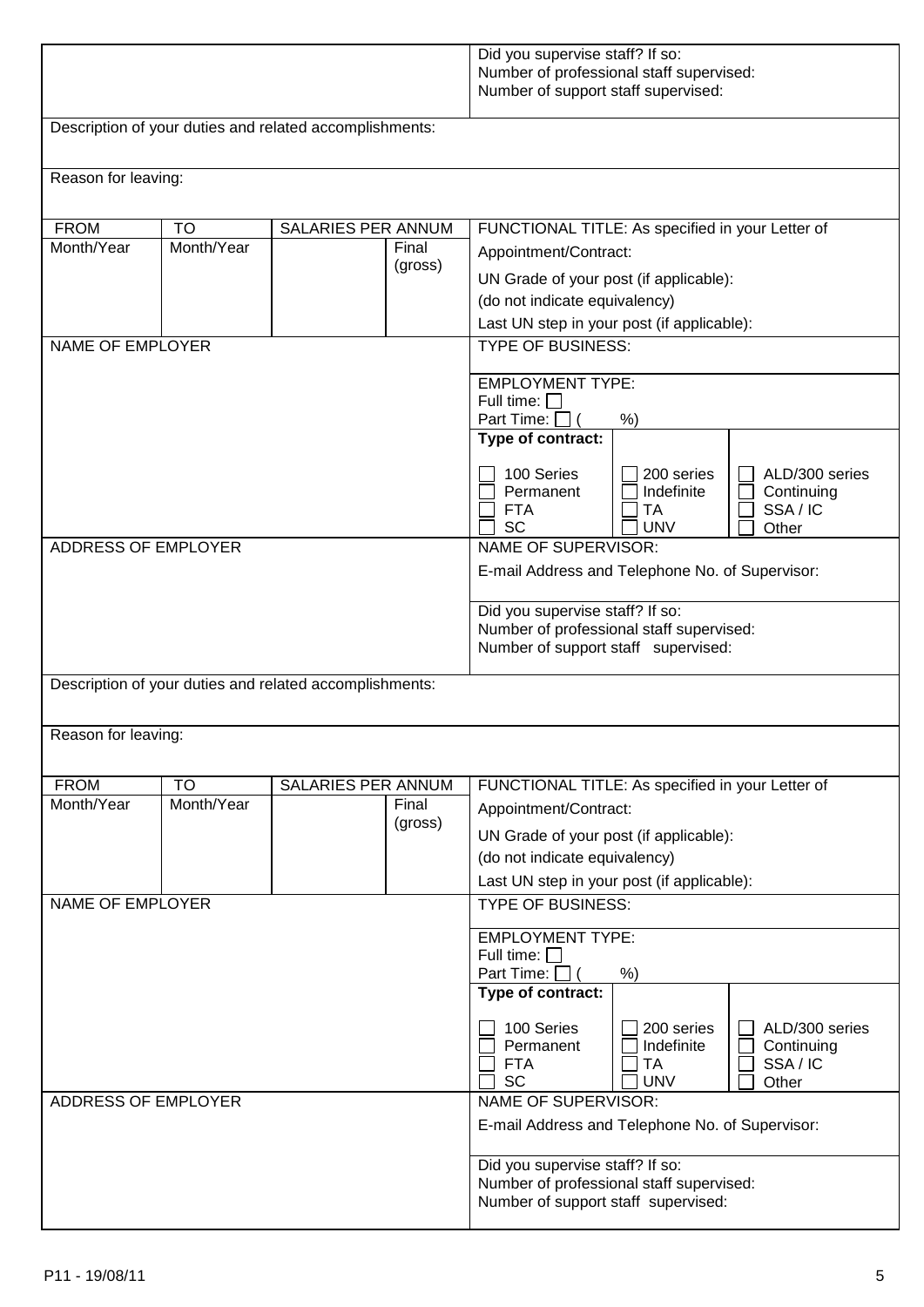| | |
|---|---|
| | Did you supervise staff? If so:<br>Number of professional staff supervised:<br>Number of support staff supervised: |
| Description of your duties and related accomplishments: | |
| Reason for leaving: | |

| FROM | TO | SALARIES PER ANNUM | | FUNCTIONAL TITLE: As specified in your Letter of Appointment/Contract: | | |
|---|---|---|---|---|---|---|
| Month/Year | Month/Year | | Final (gross) | UN Grade of your post (if applicable):<br>(do not indicate equivalency)<br>Last UN step in your post (if applicable): | | |
| NAME OF EMPLOYER | | | | TYPE OF BUSINESS: | | |
| | | | | EMPLOYMENT TYPE:<br>Full time: ☐<br>Part Time: ☐ ( %) | | |
| | | | | **Type of contract:** | | |
| | | | | ☐ 100 Series<br>☐ Permanent<br>☐ FTA<br>☐ SC | ☐ 200 series<br>☐ Indefinite<br>☐ TA<br>☐ UNV | ☐ ALD/300 series<br>☐ Continuing<br>☐ SSA / IC<br>☐ Other |
| ADDRESS OF EMPLOYER | | | | NAME OF SUPERVISOR:<br>E-mail Address and Telephone No. of Supervisor: | | |
| | | | | Did you supervise staff? If so:<br>Number of professional staff supervised:<br>Number of support staff supervised: | | |
| Description of your duties and related accomplishments: | | | | | | |
| Reason for leaving: | | | | | | |

| FROM | TO | SALARIES PER ANNUM | | FUNCTIONAL TITLE: As specified in your Letter of Appointment/Contract: | | |
|---|---|---|---|---|---|---|
| Month/Year | Month/Year | | Final (gross) | UN Grade of your post (if applicable):<br>(do not indicate equivalency)<br>Last UN step in your post (if applicable): | | |
| NAME OF EMPLOYER | | | | TYPE OF BUSINESS: | | |
| | | | | EMPLOYMENT TYPE:<br>Full time: ☐<br>Part Time: ☐ ( %) | | |
| | | | | **Type of contract:** | | |
| | | | | ☐ 100 Series<br>☐ Permanent<br>☐ FTA<br>☐ SC | ☐ 200 series<br>☐ Indefinite<br>☐ TA<br>☐ UNV | ☐ ALD/300 series<br>☐ Continuing<br>☐ SSA / IC<br>☐ Other |
| ADDRESS OF EMPLOYER | | | | NAME OF SUPERVISOR:<br>E-mail Address and Telephone No. of Supervisor: | | |
| | | | | Did you supervise staff? If so:<br>Number of professional staff supervised:<br>Number of support staff supervised: | | |

P11 - 19/08/11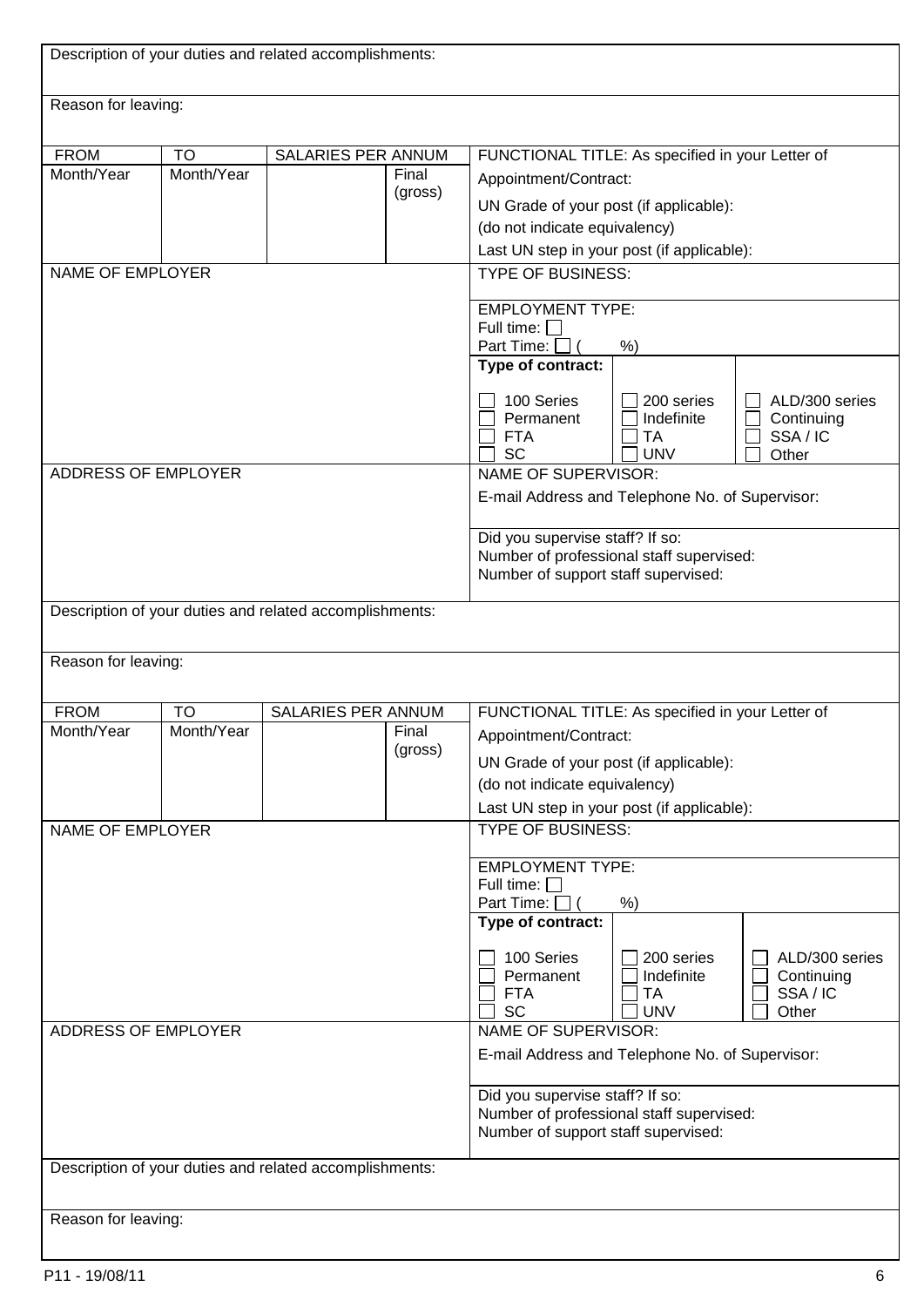Description of your duties and related accomplishments:

Reason for leaving:

| FROM | TO | SALARIES PER ANNUM | | FUNCTIONAL TITLE: As specified in your Letter of Appointment/Contract: | | |
|---|---|---|---|---|---|---|
| Month/Year | Month/Year | | Final (gross) | UN Grade of your post (if applicable): (do not indicate equivalency) | | |
| | | | | Last UN step in your post (if applicable): | | |
| NAME OF EMPLOYER | | | | TYPE OF BUSINESS: | | |
| | | | | EMPLOYMENT TYPE: Full time: ☐ Part Time: ☐ ( %) | | |
| | | | | Type of contract: | | |
| | | | | ☐ 100 Series ☐ Permanent ☐ FTA ☐ SC | ☐ 200 series ☐ Indefinite ☐ TA ☐ UNV | ☐ ALD/300 series ☐ Continuing ☐ SSA / IC ☐ Other |
| ADDRESS OF EMPLOYER | | | | NAME OF SUPERVISOR: | | |
| | | | | E-mail Address and Telephone No. of Supervisor: | | |
| | | | | Did you supervise staff? If so: Number of professional staff supervised: Number of support staff supervised: | | |

Description of your duties and related accomplishments:

Reason for leaving:

| FROM | TO | SALARIES PER ANNUM | | FUNCTIONAL TITLE: As specified in your Letter of Appointment/Contract: | | |
|---|---|---|---|---|---|---|
| Month/Year | Month/Year | | Final (gross) | UN Grade of your post (if applicable): (do not indicate equivalency) | | |
| | | | | Last UN step in your post (if applicable): | | |
| NAME OF EMPLOYER | | | | TYPE OF BUSINESS: | | |
| | | | | EMPLOYMENT TYPE: Full time: ☐ Part Time: ☐ ( %) | | |
| | | | | Type of contract: | | |
| | | | | ☐ 100 Series ☐ Permanent ☐ FTA ☐ SC | ☐ 200 series ☐ Indefinite ☐ TA ☐ UNV | ☐ ALD/300 series ☐ Continuing ☐ SSA / IC ☐ Other |
| ADDRESS OF EMPLOYER | | | | NAME OF SUPERVISOR: | | |
| | | | | E-mail Address and Telephone No. of Supervisor: | | |
| | | | | Did you supervise staff? If so: Number of professional staff supervised: Number of support staff supervised: | | |

Description of your duties and related accomplishments:

Reason for leaving:

P11 - 19/08/11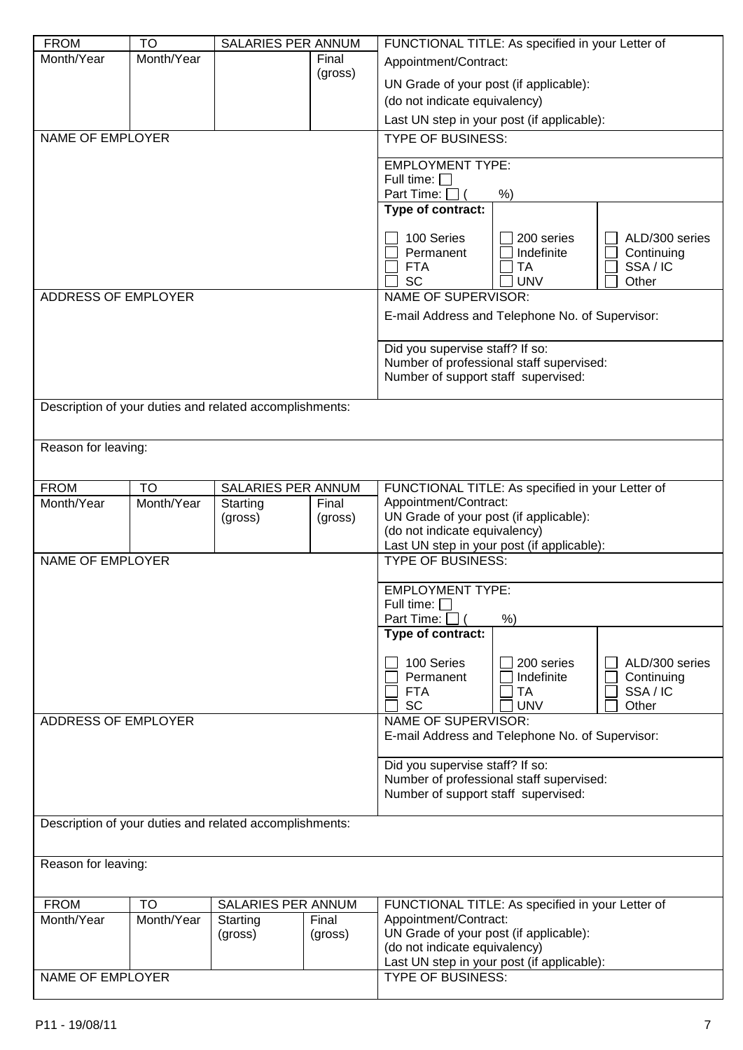| FROM | TO | SALARIES PER ANNUM | | FUNCTIONAL TITLE: As specified in your Letter of Appointment/Contract: | | |
|---|---|---|---|---|---|---|
| Month/Year | Month/Year | | Final (gross) | UN Grade of your post (if applicable): (do not indicate equivalency) | | |
| | | | | Last UN step in your post (if applicable): | | |
| NAME OF EMPLOYER | | | | TYPE OF BUSINESS: | | |
| | | | | EMPLOYMENT TYPE: Full time: ☐ Part Time: ☐ ( %) | | |
| | | | | **Type of contract:** | | |
| | | | | ☐ 100 Series ☐ Permanent ☐ FTA ☐ SC | ☐ 200 series ☐ Indefinite ☐ TA ☐ UNV | ☐ ALD/300 series ☐ Continuing ☐ SSA / IC ☐ Other |
| ADDRESS OF EMPLOYER | | | | NAME OF SUPERVISOR: | | |
| | | | | E-mail Address and Telephone No. of Supervisor: | | |
| | | | | Did you supervise staff? If so: Number of professional staff supervised: Number of support staff supervised: | | |
| Description of your duties and related accomplishments: | | | | | | |
| Reason for leaving: | | | | | | |

| FROM | TO | SALARIES PER ANNUM | | FUNCTIONAL TITLE: As specified in your Letter of Appointment/Contract: | | |
|---|---|---|---|---|---|---|
| Month/Year | Month/Year | Starting (gross) | Final (gross) | UN Grade of your post (if applicable): (do not indicate equivalency) Last UN step in your post (if applicable): | | |
| NAME OF EMPLOYER | | | | TYPE OF BUSINESS: | | |
| | | | | EMPLOYMENT TYPE: Full time: ☐ Part Time: ☐ ( %) | | |
| | | | | **Type of contract:** | | |
| | | | | ☐ 100 Series ☐ Permanent ☐ FTA ☐ SC | ☐ 200 series ☐ Indefinite ☐ TA ☐ UNV | ☐ ALD/300 series ☐ Continuing ☐ SSA / IC ☐ Other |
| ADDRESS OF EMPLOYER | | | | NAME OF SUPERVISOR: E-mail Address and Telephone No. of Supervisor: | | |
| | | | | Did you supervise staff? If so: Number of professional staff supervised: Number of support staff supervised: | | |
| Description of your duties and related accomplishments: | | | | | | |
| Reason for leaving: | | | | | | |

| FROM | TO | SALARIES PER ANNUM | | FUNCTIONAL TITLE: As specified in your Letter of Appointment/Contract: |
|---|---|---|---|---|
| Month/Year | Month/Year | Starting (gross) | Final (gross) | UN Grade of your post (if applicable): (do not indicate equivalency) Last UN step in your post (if applicable): |
| NAME OF EMPLOYER | | | | TYPE OF BUSINESS: |

P11 - 19/08/11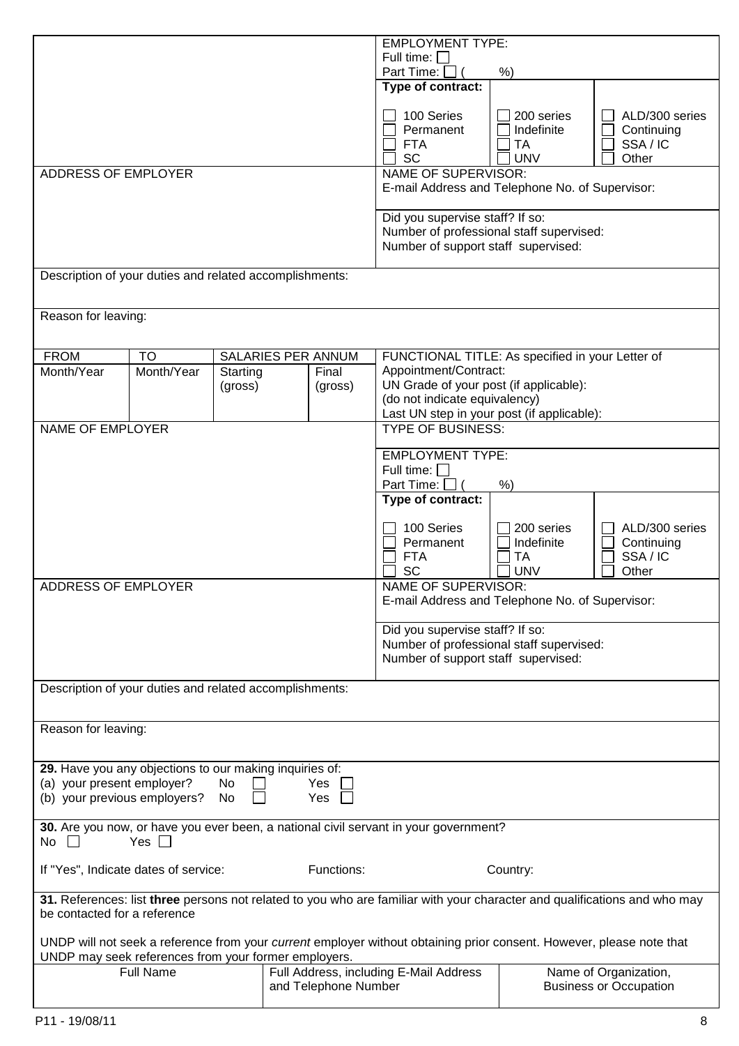| | | | | EMPLOYMENT TYPE:<br>Full time: ☐<br>Part Time: ☐ ( %) | | |
|---|---|---|---|---|---|---|
| | | | | **Type of contract:**<br>☐ 100 Series<br>☐ Permanent<br>☐ FTA<br>☐ SC | ☐ 200 series<br>☐ Indefinite<br>☐ TA<br>☐ UNV | ☐ ALD/300 series<br>☐ Continuing<br>☐ SSA / IC<br>☐ Other |
| ADDRESS OF EMPLOYER | | | | NAME OF SUPERVISOR:<br>E-mail Address and Telephone No. of Supervisor: | | |
| | | | | Did you supervise staff? If so:<br>Number of professional staff supervised:<br>Number of support staff supervised: | | |
| Description of your duties and related accomplishments: | | | | | | |
| Reason for leaving: | | | | | | |

| FROM | TO | SALARIES PER ANNUM | | FUNCTIONAL TITLE: As specified in your Letter of Appointment/Contract:<br>UN Grade of your post (if applicable):<br>(do not indicate equivalency)<br>Last UN step in your post (if applicable): | | |
|---|---|---|---|---|---|---|
| Month/Year | Month/Year | Starting (gross) | Final (gross) | | | |
| NAME OF EMPLOYER | | | | TYPE OF BUSINESS: | | |
| | | | | EMPLOYMENT TYPE:<br>Full time: ☐<br>Part Time: ☐ ( %) | | |
| | | | | **Type of contract:**<br>☐ 100 Series<br>☐ Permanent<br>☐ FTA<br>☐ SC | ☐ 200 series<br>☐ Indefinite<br>☐ TA<br>☐ UNV | ☐ ALD/300 series<br>☐ Continuing<br>☐ SSA / IC<br>☐ Other |
| ADDRESS OF EMPLOYER | | | | NAME OF SUPERVISOR:<br>E-mail Address and Telephone No. of Supervisor: | | |
| | | | | Did you supervise staff? If so:<br>Number of professional staff supervised:<br>Number of support staff supervised: | | |
| Description of your duties and related accomplishments: | | | | | | |
| Reason for leaving: | | | | | | |

**29.** Have you any objections to our making inquiries of:
(a) your present employer? No ☐ Yes ☐
(b) your previous employers? No ☐ Yes ☐

**30.** Are you now, or have you ever been, a national civil servant in your government?
No ☐ Yes ☐

If "Yes", Indicate dates of service: Functions: Country:

**31.** References: list **three** persons not related to you who are familiar with your character and qualifications and who may be contacted for a reference

UNDP will not seek a reference from your *current* employer without obtaining prior consent. However, please note that UNDP may seek references from your former employers.

| Full Name | Full Address, including E-Mail Address and Telephone Number | Name of Organization, Business or Occupation |
|---|---|---|
| | | |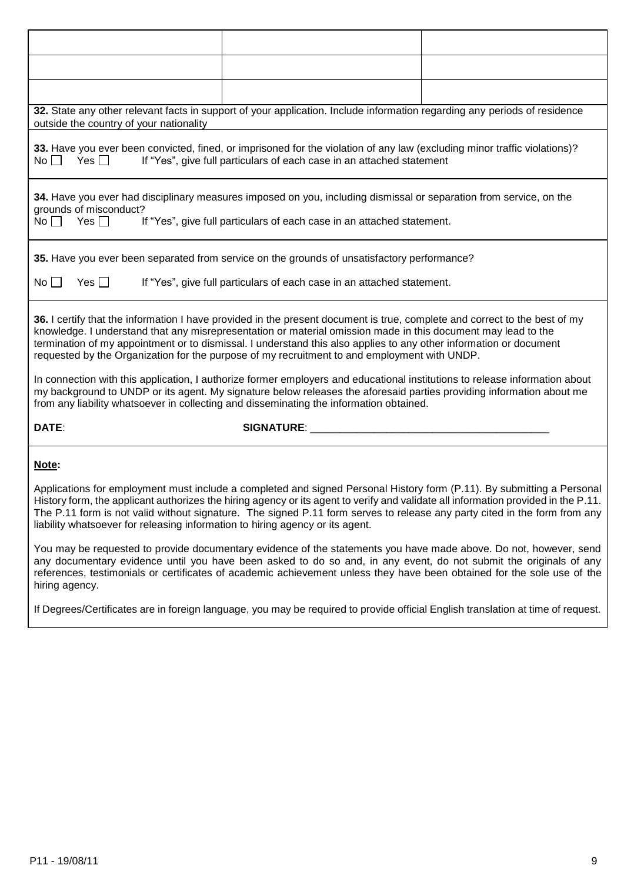| | | |
|---|---|---|
| | | |
| | | |
| | | |

**32.** State any other relevant facts in support of your application. Include information regarding any periods of residence outside the country of your nationality

**33.** Have you ever been convicted, fined, or imprisoned for the violation of any law (excluding minor traffic violations)?
No ☐ Yes ☐ If "Yes", give full particulars of each case in an attached statement

**34.** Have you ever had disciplinary measures imposed on you, including dismissal or separation from service, on the grounds of misconduct?
No ☐ Yes ☐ If "Yes", give full particulars of each case in an attached statement.

**35.** Have you ever been separated from service on the grounds of unsatisfactory performance?

No ☐ Yes ☐ If "Yes", give full particulars of each case in an attached statement.

**36.** I certify that the information I have provided in the present document is true, complete and correct to the best of my knowledge. I understand that any misrepresentation or material omission made in this document may lead to the termination of my appointment or to dismissal. I understand this also applies to any other information or document requested by the Organization for the purpose of my recruitment to and employment with UNDP.

In connection with this application, I authorize former employers and educational institutions to release information about my background to UNDP or its agent. My signature below releases the aforesaid parties providing information about me from any liability whatsoever in collecting and disseminating the information obtained.

**DATE**: **SIGNATURE**: ________________________________________

**Note:**

Applications for employment must include a completed and signed Personal History form (P.11). By submitting a Personal History form, the applicant authorizes the hiring agency or its agent to verify and validate all information provided in the P.11. The P.11 form is not valid without signature. The signed P.11 form serves to release any party cited in the form from any liability whatsoever for releasing information to hiring agency or its agent.

You may be requested to provide documentary evidence of the statements you have made above. Do not, however, send any documentary evidence until you have been asked to do so and, in any event, do not submit the originals of any references, testimonials or certificates of academic achievement unless they have been obtained for the sole use of the hiring agency.

If Degrees/Certificates are in foreign language, you may be required to provide official English translation at time of request.